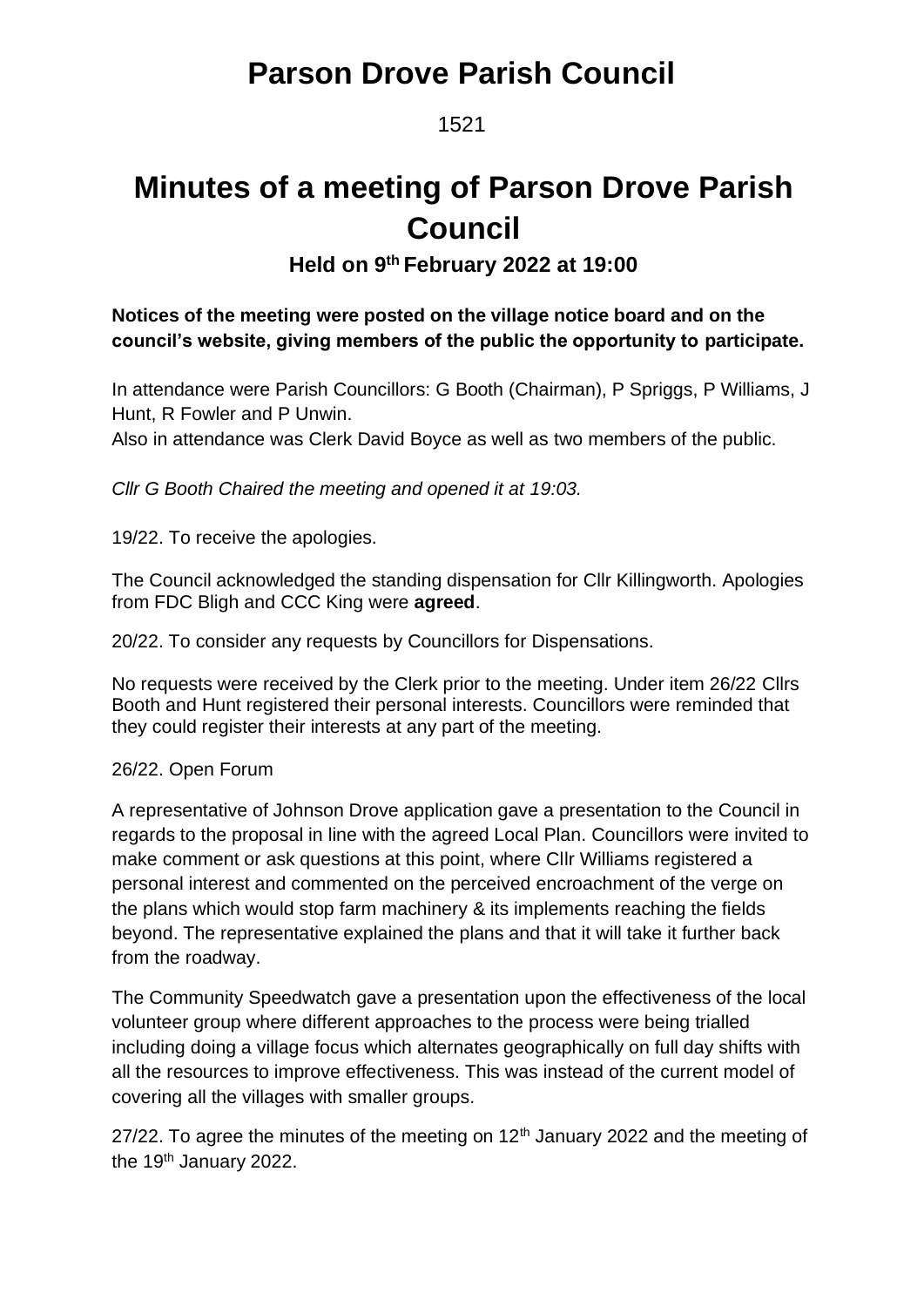# Parson Drove Parish Council

1521

# Minutes of a meeting of Parson Drove Parish Council

### Held on 9th February 2022 at 19:00

**Notices of the meeting were posted on the village notice board and on the council's website, giving members of the public the opportunity to participate.**

In attendance were Parish Councillors: G Booth (Chairman), P Spriggs, P Williams, J Hunt, R Fowler and P Unwin.
Also in attendance was Clerk David Boyce as well as two members of the public.

*Cllr G Booth Chaired the meeting and opened it at 19:03.*

19/22. To receive the apologies.

The Council acknowledged the standing dispensation for Cllr Killingworth. Apologies from FDC Bligh and CCC King were **agreed**.

20/22. To consider any requests by Councillors for Dispensations.

No requests were received by the Clerk prior to the meeting. Under item 26/22 Cllrs Booth and Hunt registered their personal interests. Councillors were reminded that they could register their interests at any part of the meeting.

26/22. Open Forum

A representative of Johnson Drove application gave a presentation to the Council in regards to the proposal in line with the agreed Local Plan. Councillors were invited to make comment or ask questions at this point, where Cllr Williams registered a personal interest and commented on the perceived encroachment of the verge on the plans which would stop farm machinery & its implements reaching the fields beyond. The representative explained the plans and that it will take it further back from the roadway.

The Community Speedwatch gave a presentation upon the effectiveness of the local volunteer group where different approaches to the process were being trialled including doing a village focus which alternates geographically on full day shifts with all the resources to improve effectiveness. This was instead of the current model of covering all the villages with smaller groups.

27/22. To agree the minutes of the meeting on 12th January 2022 and the meeting of the 19th January 2022.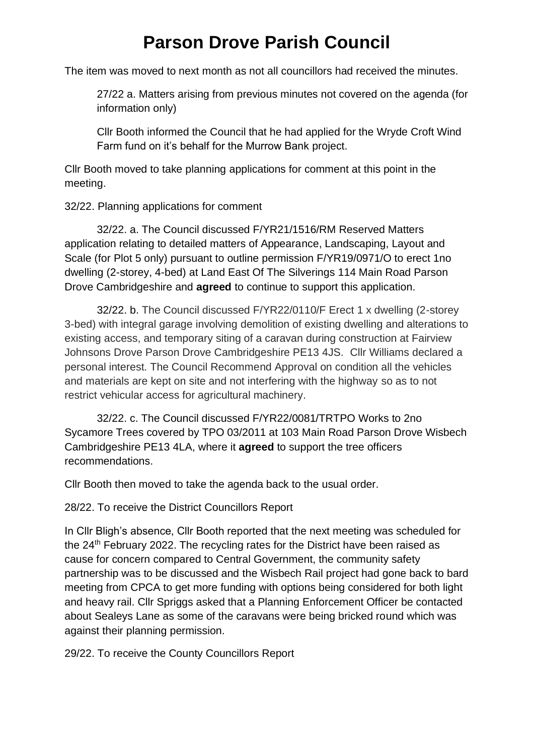# Parson Drove Parish Council

The item was moved to next month as not all councillors had received the minutes.

27/22 a. Matters arising from previous minutes not covered on the agenda (for information only)

Cllr Booth informed the Council that he had applied for the Wryde Croft Wind Farm fund on it's behalf for the Murrow Bank project.

Cllr Booth moved to take planning applications for comment at this point in the meeting.

32/22. Planning applications for comment

32/22. a. The Council discussed F/YR21/1516/RM Reserved Matters application relating to detailed matters of Appearance, Landscaping, Layout and Scale (for Plot 5 only) pursuant to outline permission F/YR19/0971/O to erect 1no dwelling (2-storey, 4-bed) at Land East Of The Silverings 114 Main Road Parson Drove Cambridgeshire and **agreed** to continue to support this application.

32/22. b. The Council discussed F/YR22/0110/F Erect 1 x dwelling (2-storey 3-bed) with integral garage involving demolition of existing dwelling and alterations to existing access, and temporary siting of a caravan during construction at Fairview Johnsons Drove Parson Drove Cambridgeshire PE13 4JS. Cllr Williams declared a personal interest. The Council Recommend Approval on condition all the vehicles and materials are kept on site and not interfering with the highway so as to not restrict vehicular access for agricultural machinery.

32/22. c. The Council discussed F/YR22/0081/TRTPO Works to 2no Sycamore Trees covered by TPO 03/2011 at 103 Main Road Parson Drove Wisbech Cambridgeshire PE13 4LA, where it **agreed** to support the tree officers recommendations.

Cllr Booth then moved to take the agenda back to the usual order.

28/22. To receive the District Councillors Report

In Cllr Bligh's absence, Cllr Booth reported that the next meeting was scheduled for the 24th February 2022. The recycling rates for the District have been raised as cause for concern compared to Central Government, the community safety partnership was to be discussed and the Wisbech Rail project had gone back to bard meeting from CPCA to get more funding with options being considered for both light and heavy rail. Cllr Spriggs asked that a Planning Enforcement Officer be contacted about Sealeys Lane as some of the caravans were being bricked round which was against their planning permission.

29/22. To receive the County Councillors Report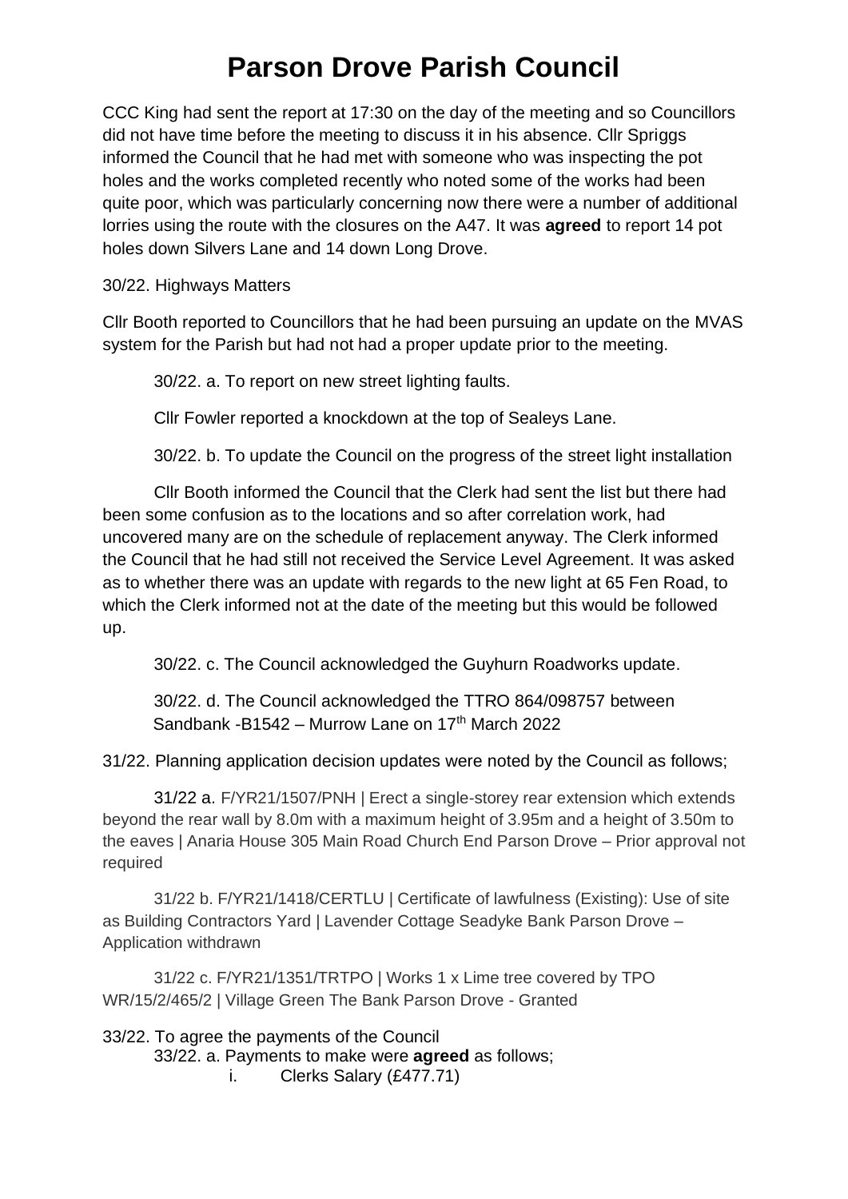# Parson Drove Parish Council

CCC King had sent the report at 17:30 on the day of the meeting and so Councillors did not have time before the meeting to discuss it in his absence. Cllr Spriggs informed the Council that he had met with someone who was inspecting the pot holes and the works completed recently who noted some of the works had been quite poor, which was particularly concerning now there were a number of additional lorries using the route with the closures on the A47. It was **agreed** to report 14 pot holes down Silvers Lane and 14 down Long Drove.

30/22. Highways Matters

Cllr Booth reported to Councillors that he had been pursuing an update on the MVAS system for the Parish but had not had a proper update prior to the meeting.

30/22. a. To report on new street lighting faults.

Cllr Fowler reported a knockdown at the top of Sealeys Lane.

30/22. b. To update the Council on the progress of the street light installation

Cllr Booth informed the Council that the Clerk had sent the list but there had been some confusion as to the locations and so after correlation work, had uncovered many are on the schedule of replacement anyway. The Clerk informed the Council that he had still not received the Service Level Agreement. It was asked as to whether there was an update with regards to the new light at 65 Fen Road, to which the Clerk informed not at the date of the meeting but this would be followed up.

30/22. c. The Council acknowledged the Guyhurn Roadworks update.

30/22. d. The Council acknowledged the TTRO 864/098757 between Sandbank -B1542 – Murrow Lane on 17th March 2022

31/22. Planning application decision updates were noted by the Council as follows;

31/22 a. F/YR21/1507/PNH | Erect a single-storey rear extension which extends beyond the rear wall by 8.0m with a maximum height of 3.95m and a height of 3.50m to the eaves | Anaria House 305 Main Road Church End Parson Drove – Prior approval not required

31/22 b. F/YR21/1418/CERTLU | Certificate of lawfulness (Existing): Use of site as Building Contractors Yard | Lavender Cottage Seadyke Bank Parson Drove – Application withdrawn

31/22 c. F/YR21/1351/TRTPO | Works 1 x Lime tree covered by TPO WR/15/2/465/2 | Village Green The Bank Parson Drove - Granted

33/22. To agree the payments of the Council

33/22. a. Payments to make were **agreed** as follows;

i. Clerks Salary (£477.71)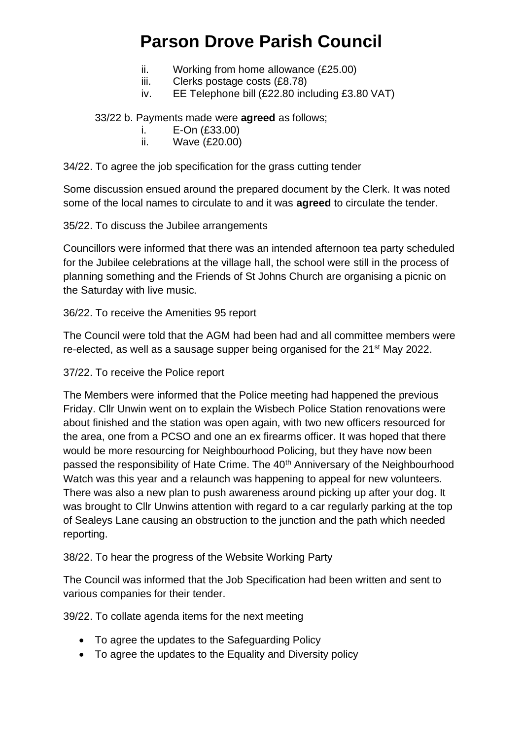ii. Working from home allowance (£25.00)
iii. Clerks postage costs (£8.78)
iv. EE Telephone bill (£22.80 including £3.80 VAT)

33/22 b. Payments made were **agreed** as follows;

i. E-On (£33.00)
ii. Wave (£20.00)

34/22. To agree the job specification for the grass cutting tender

Some discussion ensued around the prepared document by the Clerk. It was noted some of the local names to circulate to and it was **agreed** to circulate the tender.

35/22. To discuss the Jubilee arrangements

Councillors were informed that there was an intended afternoon tea party scheduled for the Jubilee celebrations at the village hall, the school were still in the process of planning something and the Friends of St Johns Church are organising a picnic on the Saturday with live music.

36/22. To receive the Amenities 95 report

The Council were told that the AGM had been had and all committee members were re-elected, as well as a sausage supper being organised for the 21st May 2022.

37/22. To receive the Police report

The Members were informed that the Police meeting had happened the previous Friday. Cllr Unwin went on to explain the Wisbech Police Station renovations were about finished and the station was open again, with two new officers resourced for the area, one from a PCSO and one an ex firearms officer. It was hoped that there would be more resourcing for Neighbourhood Policing, but they have now been passed the responsibility of Hate Crime. The 40th Anniversary of the Neighbourhood Watch was this year and a relaunch was happening to appeal for new volunteers. There was also a new plan to push awareness around picking up after your dog. It was brought to Cllr Unwins attention with regard to a car regularly parking at the top of Sealeys Lane causing an obstruction to the junction and the path which needed reporting.

38/22. To hear the progress of the Website Working Party

The Council was informed that the Job Specification had been written and sent to various companies for their tender.

39/22. To collate agenda items for the next meeting

- To agree the updates to the Safeguarding Policy
- To agree the updates to the Equality and Diversity policy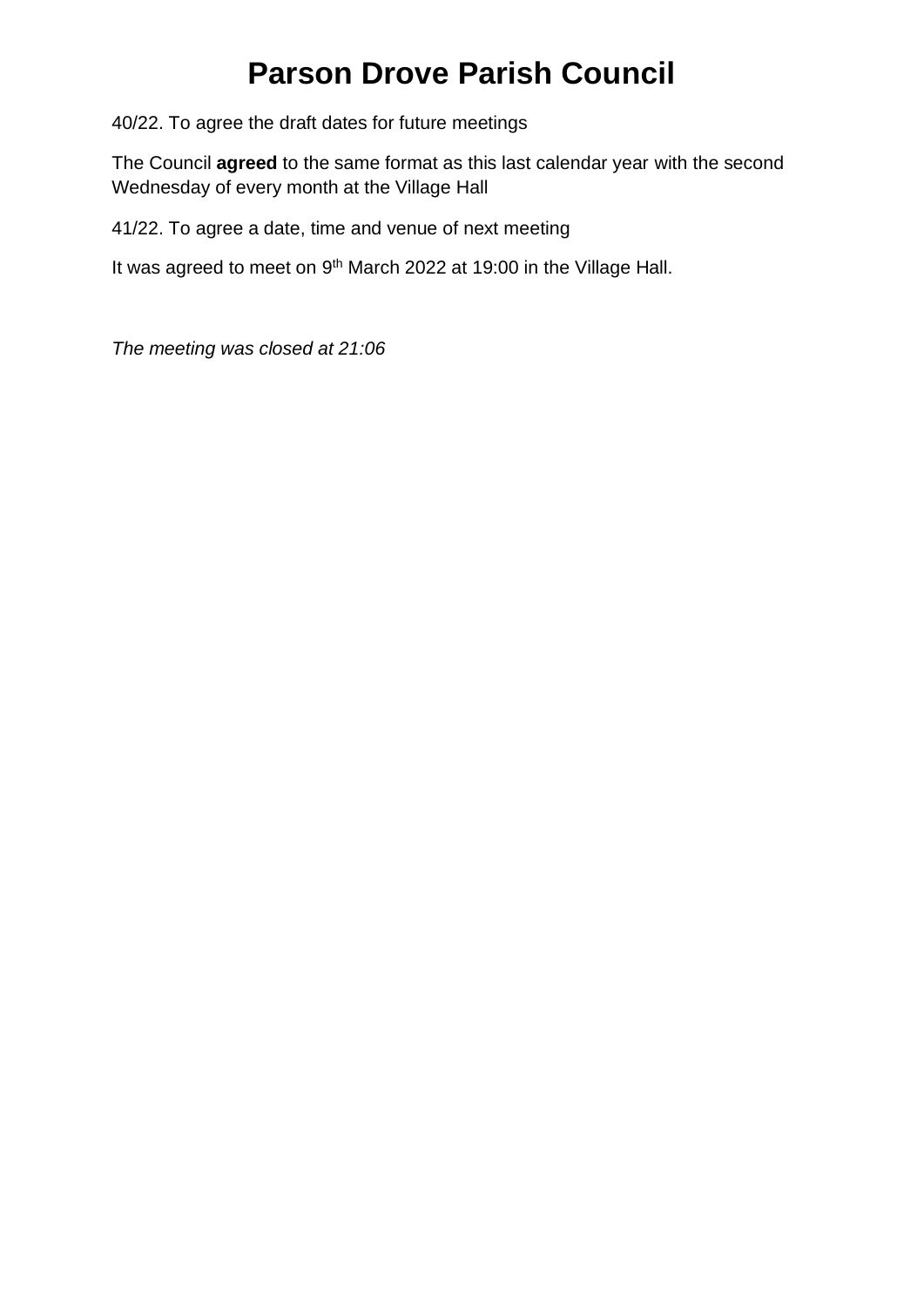40/22. To agree the draft dates for future meetings

The Council **agreed** to the same format as this last calendar year with the second Wednesday of every month at the Village Hall

41/22. To agree a date, time and venue of next meeting

It was agreed to meet on 9th March 2022 at 19:00 in the Village Hall.

*The meeting was closed at 21:06*